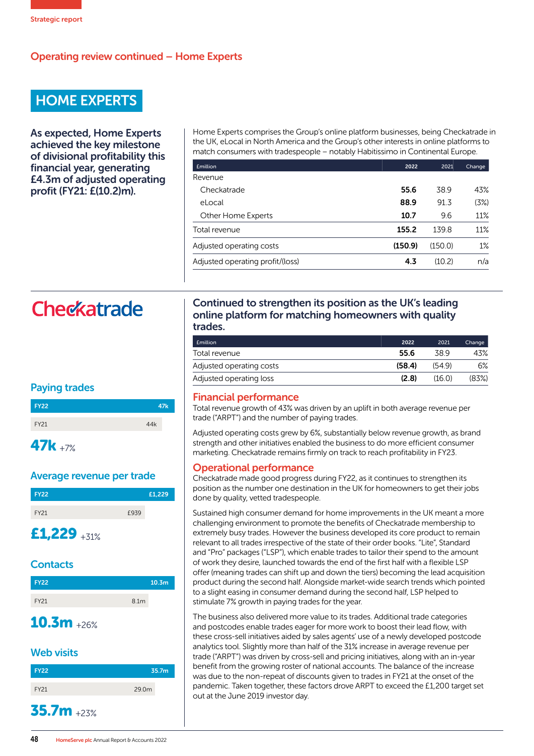Operating review continued – Home Experts

# HOME EXPERTS

**As expected, Home Experts achieved the key milestone of divisional profitability this financial year, generating £4.3m of adjusted operating profit (FY21: £(10.2)m).**

Home Experts comprises the Group's online platform businesses, being Checkatrade in the UK, eLocal in North America and the Group's other interests in online platforms to match consumers with tradespeople – notably Habitissimo in Continental Europe.

| £million | 2022 | 2021 | Change |
|---|---|---|---|
| Revenue | | | |
| Checkatrade | **55.6** | 38.9 | 43% |
| eLocal | **88.9** | 91.3 | (3%) |
| Other Home Experts | **10.7** | 9.6 | 11% |
| Total revenue | **155.2** | 139.8 | 11% |
| Adjusted operating costs | **(150.9)** | (150.0) | 1% |
| Adjusted operating profit/(loss) | **4.3** | (10.2) | n/a |

## Checkatrade

### Paying trades

| | |
|---|---|
| FY22 | 47k |
| FY21 | 44k |

**47k** +7%

### Average revenue per trade

| | |
|---|---|
| FY22 | £1,229 |
| FY21 | £939 |

**£1,229** +31%

### Contacts

| | |
|---|---|
| FY22 | 10.3m |
| FY21 | 8.1m |

**10.3m** +26%

### Web visits

| | |
|---|---|
| FY22 | 35.7m |
| FY21 | 29.0m |

**35.7m** +23%

### Continued to strengthen its position as the UK's leading online platform for matching homeowners with quality trades.

| £million | 2022 | 2021 | Change |
|---|---|---|---|
| Total revenue | **55.6** | 38.9 | 43% |
| Adjusted operating costs | **(58.4)** | (54.9) | 6% |
| Adjusted operating loss | **(2.8)** | (16.0) | (83%) |

### Financial performance

Total revenue growth of 43% was driven by an uplift in both average revenue per trade ("ARPT") and the number of paying trades.

Adjusted operating costs grew by 6%, substantially below revenue growth, as brand strength and other initiatives enabled the business to do more efficient consumer marketing. Checkatrade remains firmly on track to reach profitability in FY23.

### Operational performance

Checkatrade made good progress during FY22, as it continues to strengthen its position as the number one destination in the UK for homeowners to get their jobs done by quality, vetted tradespeople.

Sustained high consumer demand for home improvements in the UK meant a more challenging environment to promote the benefits of Checkatrade membership to extremely busy trades. However the business developed its core product to remain relevant to all trades irrespective of the state of their order books. "Lite", Standard and "Pro" packages ("LSP"), which enable trades to tailor their spend to the amount of work they desire, launched towards the end of the first half with a flexible LSP offer (meaning trades can shift up and down the tiers) becoming the lead acquisition product during the second half. Alongside market-wide search trends which pointed to a slight easing in consumer demand during the second half, LSP helped to stimulate 7% growth in paying trades for the year.

The business also delivered more value to its trades. Additional trade categories and postcodes enable trades eager for more work to boost their lead flow, with these cross-sell initiatives aided by sales agents' use of a newly developed postcode analytics tool. Slightly more than half of the 31% increase in average revenue per trade ("ARPT") was driven by cross-sell and pricing initiatives, along with an in-year benefit from the growing roster of national accounts. The balance of the increase was due to the non-repeat of discounts given to trades in FY21 at the onset of the pandemic. Taken together, these factors drove ARPT to exceed the £1,200 target set out at the June 2019 investor day.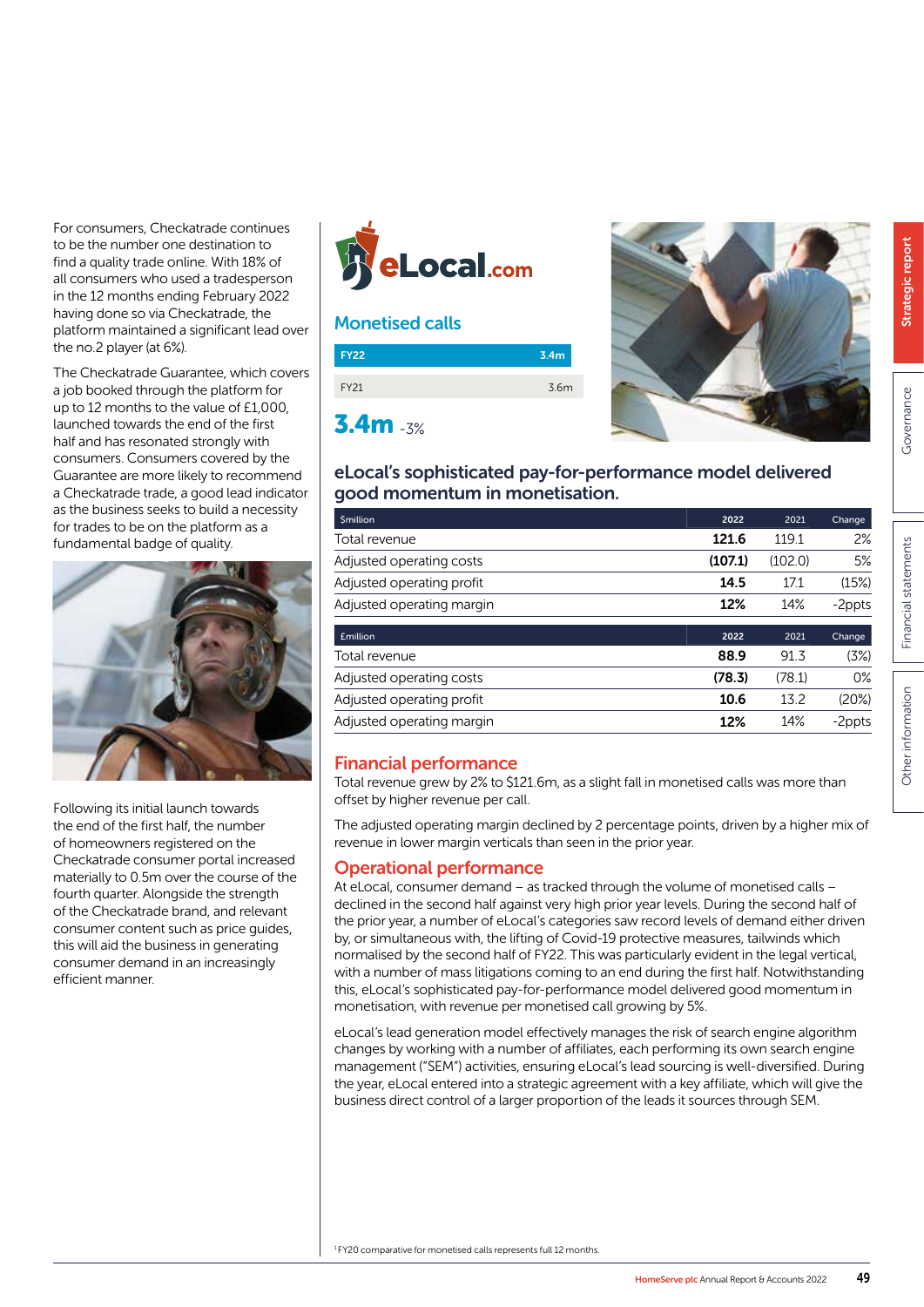For consumers, Checkatrade continues to be the number one destination to find a quality trade online. With 18% of all consumers who used a tradesperson in the 12 months ending February 2022 having done so via Checkatrade, the platform maintained a significant lead over the no.2 player (at 6%).

The Checkatrade Guarantee, which covers a job booked through the platform for up to 12 months to the value of £1,000, launched towards the end of the first half and has resonated strongly with consumers. Consumers covered by the Guarantee are more likely to recommend a Checkatrade trade, a good lead indicator as the business seeks to build a necessity for trades to be on the platform as a fundamental badge of quality.

Following its initial launch towards the end of the first half, the number of homeowners registered on the Checkatrade consumer portal increased materially to 0.5m over the course of the fourth quarter. Alongside the strength of the Checkatrade brand, and relevant consumer content such as price guides, this will aid the business in generating consumer demand in an increasingly efficient manner.

eLocal.com

## Monetised calls

| | |
|---|---|
| FY22 | 3.4m |
| FY21 | 3.6m |

**3.4m** -3%

## eLocal's sophisticated pay-for-performance model delivered good momentum in monetisation.

| $million | 2022 | 2021 | Change |
|---|---|---|---|
| Total revenue | **121.6** | 119.1 | 2% |
| Adjusted operating costs | **(107.1)** | (102.0) | 5% |
| Adjusted operating profit | **14.5** | 17.1 | (15%) |
| Adjusted operating margin | **12%** | 14% | -2ppts |

| £million | 2022 | 2021 | Change |
|---|---|---|---|
| Total revenue | **88.9** | 91.3 | (3%) |
| Adjusted operating costs | **(78.3)** | (78.1) | 0% |
| Adjusted operating profit | **10.6** | 13.2 | (20%) |
| Adjusted operating margin | **12%** | 14% | -2ppts |

## Financial performance

Total revenue grew by 2% to $121.6m, as a slight fall in monetised calls was more than offset by higher revenue per call.

The adjusted operating margin declined by 2 percentage points, driven by a higher mix of revenue in lower margin verticals than seen in the prior year.

## Operational performance

At eLocal, consumer demand – as tracked through the volume of monetised calls – declined in the second half against very high prior year levels. During the second half of the prior year, a number of eLocal's categories saw record levels of demand either driven by, or simultaneous with, the lifting of Covid-19 protective measures, tailwinds which normalised by the second half of FY22. This was particularly evident in the legal vertical, with a number of mass litigations coming to an end during the first half. Notwithstanding this, eLocal's sophisticated pay-for-performance model delivered good momentum in monetisation, with revenue per monetised call growing by 5%.

eLocal's lead generation model effectively manages the risk of search engine algorithm changes by working with a number of affiliates, each performing its own search engine management ("SEM") activities, ensuring eLocal's lead sourcing is well-diversified. During the year, eLocal entered into a strategic agreement with a key affiliate, which will give the business direct control of a larger proportion of the leads it sources through SEM.

[1] FY20 comparative for monetised calls represents full 12 months.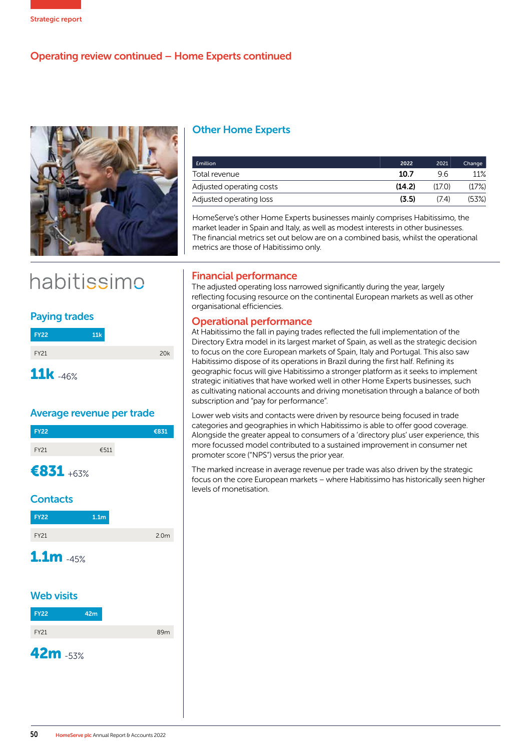Strategic report

# Operating review continued – Home Experts continued

## Other Home Experts

| £million | 2022 | 2021 | Change |
|---|---|---|---|
| Total revenue | **10.7** | 9.6 | 11% |
| Adjusted operating costs | **(14.2)** | (17.0) | (17%) |
| Adjusted operating loss | **(3.5)** | (7.4) | (53%) |

HomeServe's other Home Experts businesses mainly comprises Habitissimo, the market leader in Spain and Italy, as well as modest interests in other businesses. The financial metrics set out below are on a combined basis, whilst the operational metrics are those of Habitissimo only.

habitissimo

### Paying trades

FY22 11k

FY21 20k

**11k** -46%

### Average revenue per trade

FY22 €831

FY21 €511

**€831** +63%

### Contacts

FY22 1.1m

FY21 2.0m

**1.1m** -45%

### Web visits

FY22 42m

FY21 89m

**42m** -53%

## Financial performance

The adjusted operating loss narrowed significantly during the year, largely reflecting focusing resource on the continental European markets as well as other organisational efficiencies.

## Operational performance

At Habitissimo the fall in paying trades reflected the full implementation of the Directory Extra model in its largest market of Spain, as well as the strategic decision to focus on the core European markets of Spain, Italy and Portugal. This also saw Habitissimo dispose of its operations in Brazil during the first half. Refining its geographic focus will give Habitissimo a stronger platform as it seeks to implement strategic initiatives that have worked well in other Home Experts businesses, such as cultivating national accounts and driving monetisation through a balance of both subscription and "pay for performance".

Lower web visits and contacts were driven by resource being focused in trade categories and geographies in which Habitissimo is able to offer good coverage. Alongside the greater appeal to consumers of a 'directory plus' user experience, this more focussed model contributed to a sustained improvement in consumer net promoter score ("NPS") versus the prior year.

The marked increase in average revenue per trade was also driven by the strategic focus on the core European markets – where Habitissimo has historically seen higher levels of monetisation.